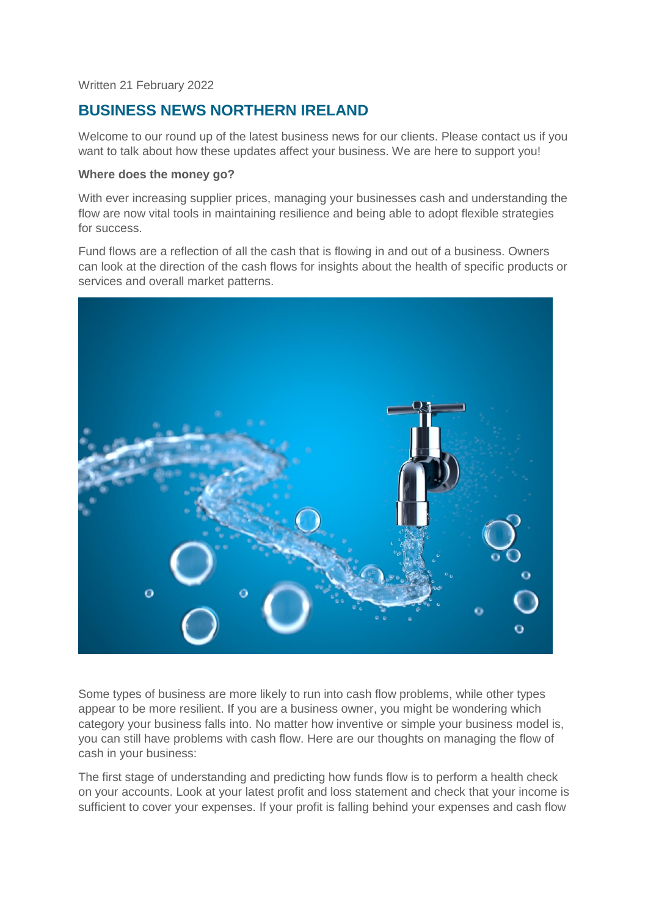Written 21 February 2022

## BUSINESS NEWS NORTHERN IRELAND

Welcome to our round up of the latest business news for our clients. Please contact us if you want to talk about how these updates affect your business. We are here to support you!

**Where does the money go?**

With ever increasing supplier prices, managing your businesses cash and understanding the flow are now vital tools in maintaining resilience and being able to adopt flexible strategies for success.

Fund flows are a reflection of all the cash that is flowing in and out of a business. Owners can look at the direction of the cash flows for insights about the health of specific products or services and overall market patterns.

Some types of business are more likely to run into cash flow problems, while other types appear to be more resilient. If you are a business owner, you might be wondering which category your business falls into. No matter how inventive or simple your business model is, you can still have problems with cash flow. Here are our thoughts on managing the flow of cash in your business:

The first stage of understanding and predicting how funds flow is to perform a health check on your accounts. Look at your latest profit and loss statement and check that your income is sufficient to cover your expenses. If your profit is falling behind your expenses and cash flow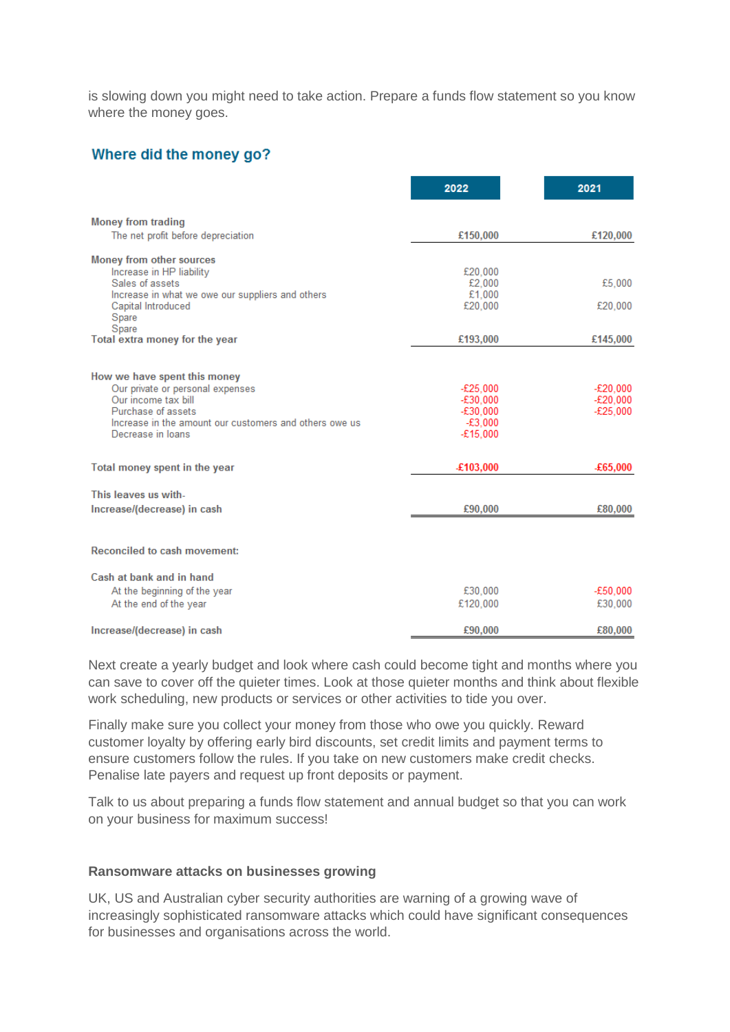is slowing down you might need to take action. Prepare a funds flow statement so you know where the money goes.

## Where did the money go?

| | 2022 | 2021 |
|---|---|---|
| **Money from trading** | | |
| The net profit before depreciation | £150,000 | £120,000 |
| **Money from other sources** | | |
| Increase in HP liability | £20,000 | |
| Sales of assets | £2,000 | £5,000 |
| Increase in what we owe our suppliers and others | £1,000 | |
| Capital Introduced | £20,000 | £20,000 |
| Spare | | |
| Spare | | |
| **Total extra money for the year** | £193,000 | £145,000 |
| **How we have spent this money** | | |
| Our private or personal expenses | -£25,000 | -£20,000 |
| Our income tax bill | -£30,000 | -£20,000 |
| Purchase of assets | -£30,000 | -£25,000 |
| Increase in the amount our customers and others owe us | -£3,000 | |
| Decrease in loans | -£15,000 | |
| **Total money spent in the year** | -£103,000 | -£65,000 |
| **This leaves us with-** | | |
| **Increase/(decrease) in cash** | £90,000 | £80,000 |
| **Reconciled to cash movement:** | | |
| **Cash at bank and in hand** | | |
| At the beginning of the year | £30,000 | -£50,000 |
| At the end of the year | £120,000 | £30,000 |
| **Increase/(decrease) in cash** | £90,000 | £80,000 |

Next create a yearly budget and look where cash could become tight and months where you can save to cover off the quieter times. Look at those quieter months and think about flexible work scheduling, new products or services or other activities to tide you over.

Finally make sure you collect your money from those who owe you quickly. Reward customer loyalty by offering early bird discounts, set credit limits and payment terms to ensure customers follow the rules. If you take on new customers make credit checks. Penalise late payers and request up front deposits or payment.

Talk to us about preparing a funds flow statement and annual budget so that you can work on your business for maximum success!

### Ransomware attacks on businesses growing

UK, US and Australian cyber security authorities are warning of a growing wave of increasingly sophisticated ransomware attacks which could have significant consequences for businesses and organisations across the world.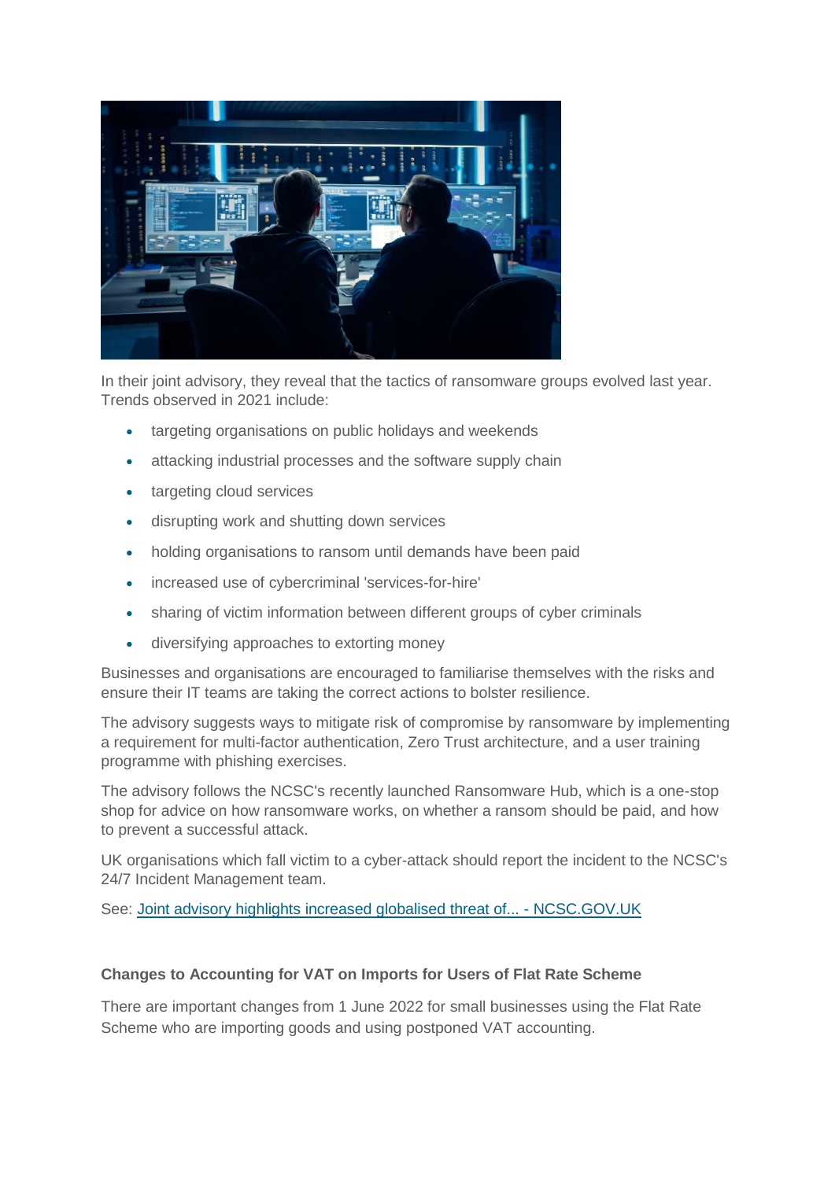In their joint advisory, they reveal that the tactics of ransomware groups evolved last year. Trends observed in 2021 include:

- targeting organisations on public holidays and weekends
- attacking industrial processes and the software supply chain
- targeting cloud services
- disrupting work and shutting down services
- holding organisations to ransom until demands have been paid
- increased use of cybercriminal 'services-for-hire'
- sharing of victim information between different groups of cyber criminals
- diversifying approaches to extorting money

Businesses and organisations are encouraged to familiarise themselves with the risks and ensure their IT teams are taking the correct actions to bolster resilience.

The advisory suggests ways to mitigate risk of compromise by ransomware by implementing a requirement for multi-factor authentication, Zero Trust architecture, and a user training programme with phishing exercises.

The advisory follows the NCSC's recently launched Ransomware Hub, which is a one-stop shop for advice on how ransomware works, on whether a ransom should be paid, and how to prevent a successful attack.

UK organisations which fall victim to a cyber-attack should report the incident to the NCSC's 24/7 Incident Management team.

See: [Joint advisory highlights increased globalised threat of... - NCSC.GOV.UK]()

**Changes to Accounting for VAT on Imports for Users of Flat Rate Scheme**

There are important changes from 1 June 2022 for small businesses using the Flat Rate Scheme who are importing goods and using postponed VAT accounting.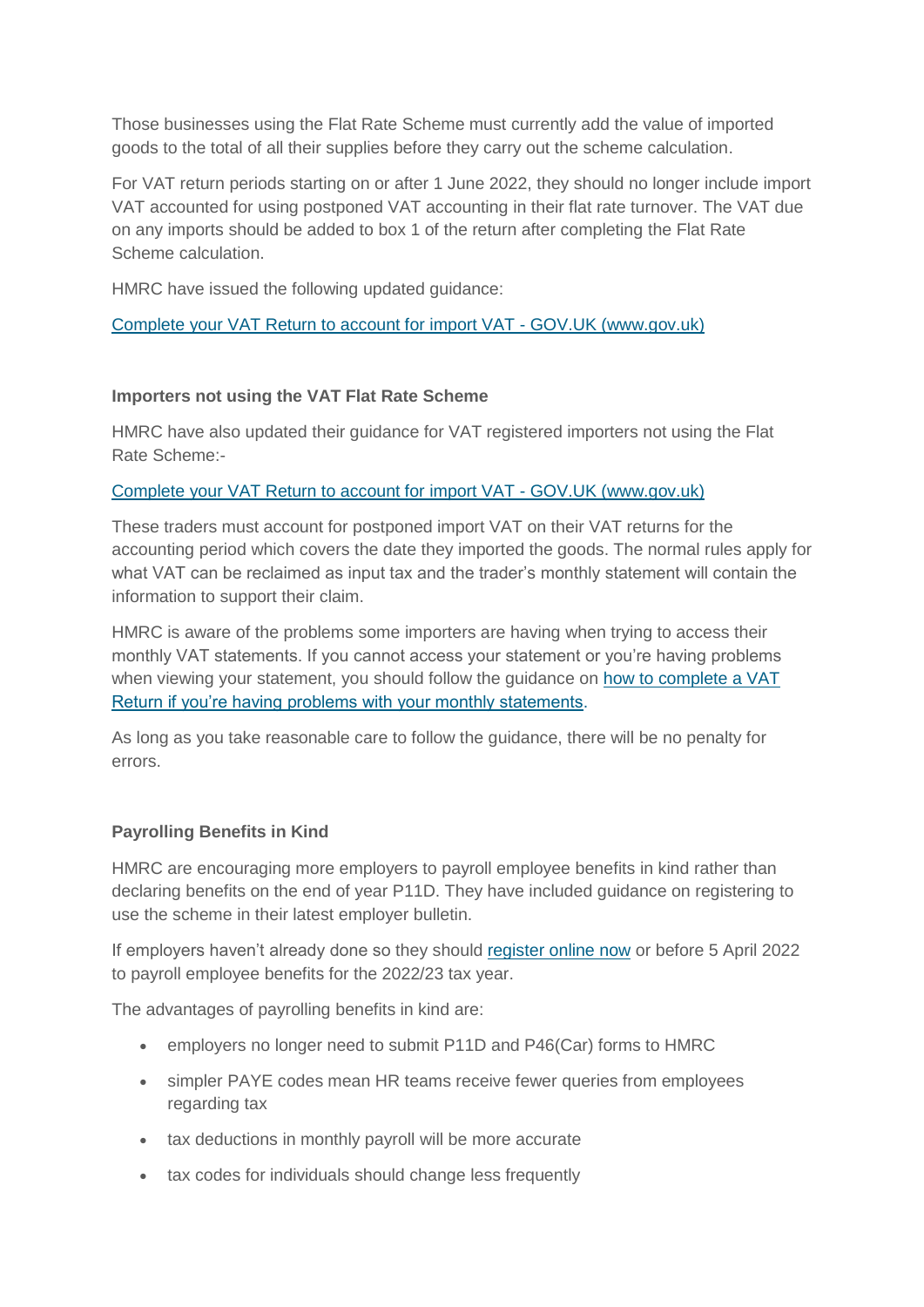Those businesses using the Flat Rate Scheme must currently add the value of imported goods to the total of all their supplies before they carry out the scheme calculation.

For VAT return periods starting on or after 1 June 2022, they should no longer include import VAT accounted for using postponed VAT accounting in their flat rate turnover. The VAT due on any imports should be added to box 1 of the return after completing the Flat Rate Scheme calculation.

HMRC have issued the following updated guidance:

Complete your VAT Return to account for import VAT - GOV.UK (www.gov.uk)

**Importers not using the VAT Flat Rate Scheme**

HMRC have also updated their guidance for VAT registered importers not using the Flat Rate Scheme:-

Complete your VAT Return to account for import VAT - GOV.UK (www.gov.uk)

These traders must account for postponed import VAT on their VAT returns for the accounting period which covers the date they imported the goods. The normal rules apply for what VAT can be reclaimed as input tax and the trader's monthly statement will contain the information to support their claim.

HMRC is aware of the problems some importers are having when trying to access their monthly VAT statements. If you cannot access your statement or you're having problems when viewing your statement, you should follow the guidance on how to complete a VAT Return if you're having problems with your monthly statements.

As long as you take reasonable care to follow the guidance, there will be no penalty for errors.

**Payrolling Benefits in Kind**

HMRC are encouraging more employers to payroll employee benefits in kind rather than declaring benefits on the end of year P11D. They have included guidance on registering to use the scheme in their latest employer bulletin.

If employers haven't already done so they should register online now or before 5 April 2022 to payroll employee benefits for the 2022/23 tax year.

The advantages of payrolling benefits in kind are:

- employers no longer need to submit P11D and P46(Car) forms to HMRC
- simpler PAYE codes mean HR teams receive fewer queries from employees regarding tax
- tax deductions in monthly payroll will be more accurate
- tax codes for individuals should change less frequently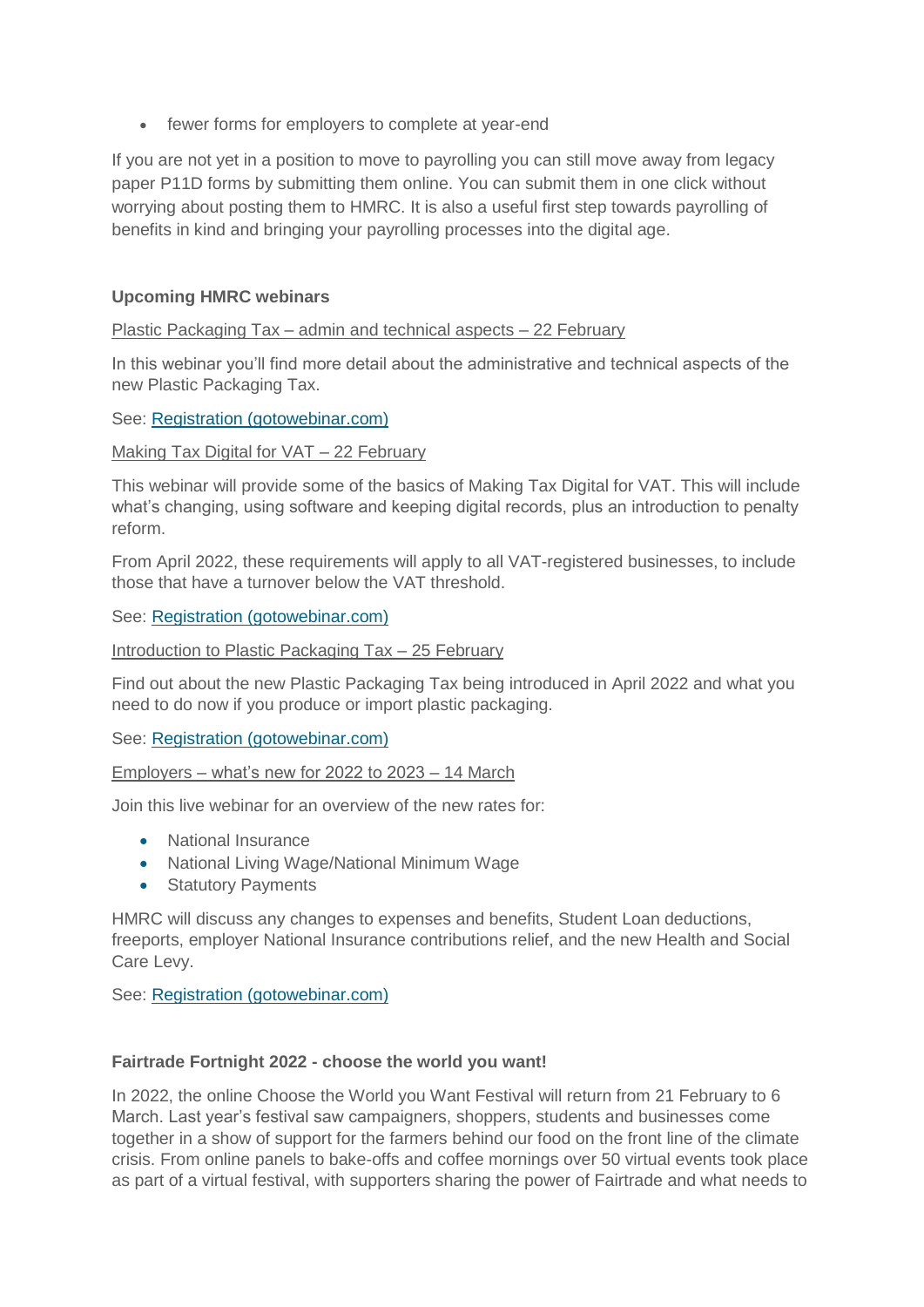- fewer forms for employers to complete at year-end

If you are not yet in a position to move to payrolling you can still move away from legacy paper P11D forms by submitting them online. You can submit them in one click without worrying about posting them to HMRC. It is also a useful first step towards payrolling of benefits in kind and bringing your payrolling processes into the digital age.

**Upcoming HMRC webinars**

Plastic Packaging Tax – admin and technical aspects – 22 February

In this webinar you'll find more detail about the administrative and technical aspects of the new Plastic Packaging Tax.

See: Registration (gotowebinar.com)

Making Tax Digital for VAT – 22 February

This webinar will provide some of the basics of Making Tax Digital for VAT. This will include what's changing, using software and keeping digital records, plus an introduction to penalty reform.

From April 2022, these requirements will apply to all VAT-registered businesses, to include those that have a turnover below the VAT threshold.

See: Registration (gotowebinar.com)

Introduction to Plastic Packaging Tax – 25 February

Find out about the new Plastic Packaging Tax being introduced in April 2022 and what you need to do now if you produce or import plastic packaging.

See: Registration (gotowebinar.com)

Employers – what's new for 2022 to 2023 – 14 March

Join this live webinar for an overview of the new rates for:

- National Insurance
- National Living Wage/National Minimum Wage
- Statutory Payments

HMRC will discuss any changes to expenses and benefits, Student Loan deductions, freeports, employer National Insurance contributions relief, and the new Health and Social Care Levy.

See: Registration (gotowebinar.com)

**Fairtrade Fortnight 2022 - choose the world you want!**

In 2022, the online Choose the World you Want Festival will return from 21 February to 6 March. Last year's festival saw campaigners, shoppers, students and businesses come together in a show of support for the farmers behind our food on the front line of the climate crisis. From online panels to bake-offs and coffee mornings over 50 virtual events took place as part of a virtual festival, with supporters sharing the power of Fairtrade and what needs to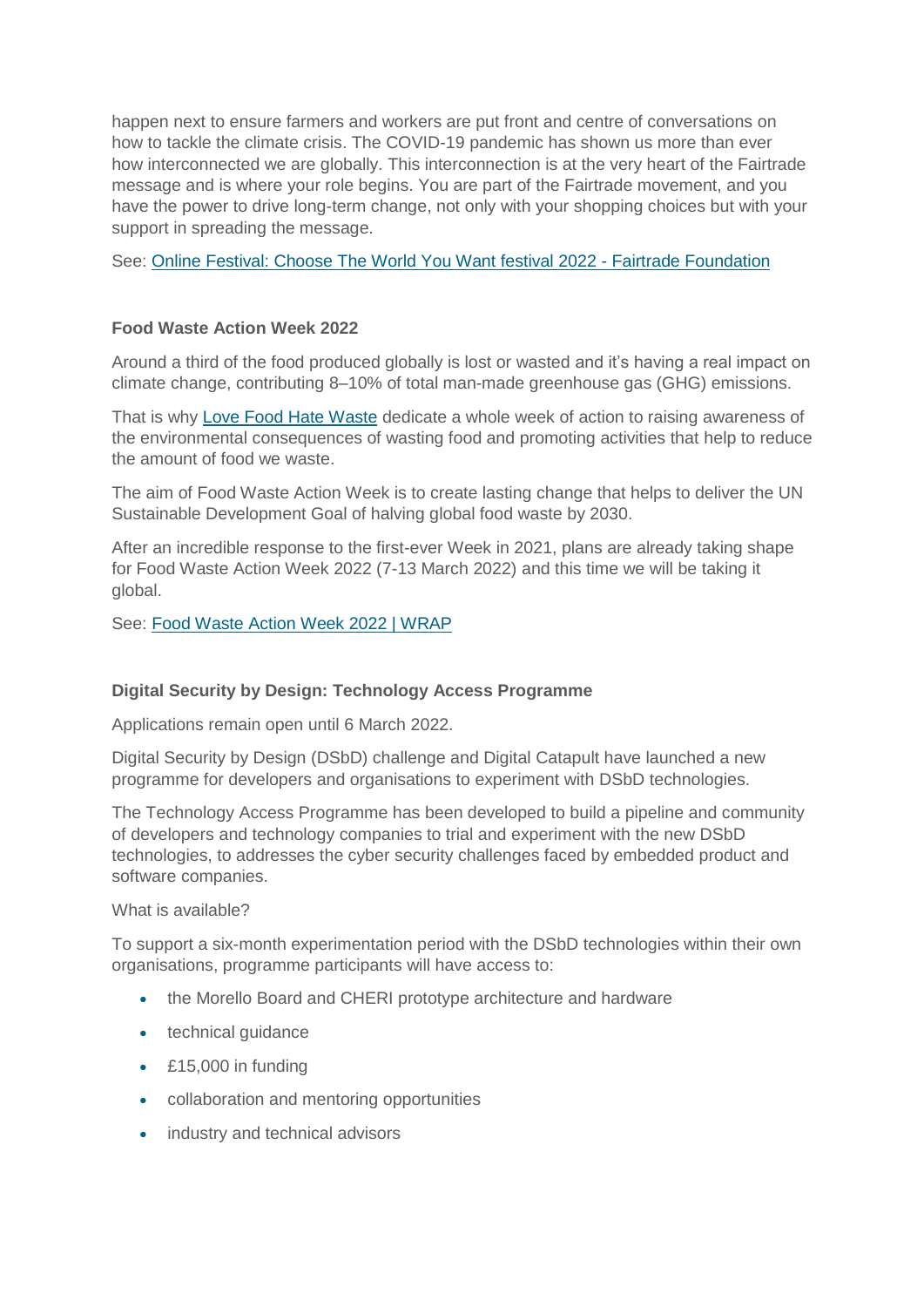happen next to ensure farmers and workers are put front and centre of conversations on how to tackle the climate crisis. The COVID-19 pandemic has shown us more than ever how interconnected we are globally. This interconnection is at the very heart of the Fairtrade message and is where your role begins. You are part of the Fairtrade movement, and you have the power to drive long-term change, not only with your shopping choices but with your support in spreading the message.

See: [Online Festival: Choose The World You Want festival 2022 - Fairtrade Foundation]()

**Food Waste Action Week 2022**

Around a third of the food produced globally is lost or wasted and it's having a real impact on climate change, contributing 8–10% of total man-made greenhouse gas (GHG) emissions.

That is why [Love Food Hate Waste]() dedicate a whole week of action to raising awareness of the environmental consequences of wasting food and promoting activities that help to reduce the amount of food we waste.

The aim of Food Waste Action Week is to create lasting change that helps to deliver the UN Sustainable Development Goal of halving global food waste by 2030.

After an incredible response to the first-ever Week in 2021, plans are already taking shape for Food Waste Action Week 2022 (7-13 March 2022) and this time we will be taking it global.

See: [Food Waste Action Week 2022 | WRAP]()

**Digital Security by Design: Technology Access Programme**

Applications remain open until 6 March 2022.

Digital Security by Design (DSbD) challenge and Digital Catapult have launched a new programme for developers and organisations to experiment with DSbD technologies.

The Technology Access Programme has been developed to build a pipeline and community of developers and technology companies to trial and experiment with the new DSbD technologies, to addresses the cyber security challenges faced by embedded product and software companies.

What is available?

To support a six-month experimentation period with the DSbD technologies within their own organisations, programme participants will have access to:

- the Morello Board and CHERI prototype architecture and hardware
- technical guidance
- £15,000 in funding
- collaboration and mentoring opportunities
- industry and technical advisors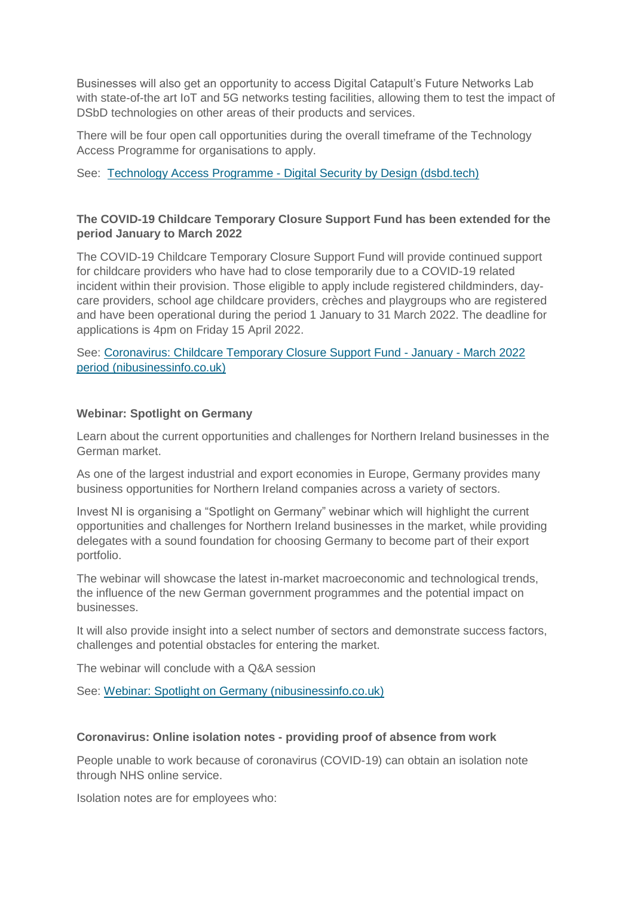Businesses will also get an opportunity to access Digital Catapult's Future Networks Lab with state-of-the art IoT and 5G networks testing facilities, allowing them to test the impact of DSbD technologies on other areas of their products and services.

There will be four open call opportunities during the overall timeframe of the Technology Access Programme for organisations to apply.

See: [Technology Access Programme - Digital Security by Design (dsbd.tech)]()

**The COVID-19 Childcare Temporary Closure Support Fund has been extended for the period January to March 2022**

The COVID-19 Childcare Temporary Closure Support Fund will provide continued support for childcare providers who have had to close temporarily due to a COVID-19 related incident within their provision. Those eligible to apply include registered childminders, day-care providers, school age childcare providers, crèches and playgroups who are registered and have been operational during the period 1 January to 31 March 2022. The deadline for applications is 4pm on Friday 15 April 2022.

See: [Coronavirus: Childcare Temporary Closure Support Fund - January - March 2022 period (nibusinessinfo.co.uk)]()

**Webinar: Spotlight on Germany**

Learn about the current opportunities and challenges for Northern Ireland businesses in the German market.

As one of the largest industrial and export economies in Europe, Germany provides many business opportunities for Northern Ireland companies across a variety of sectors.

Invest NI is organising a "Spotlight on Germany" webinar which will highlight the current opportunities and challenges for Northern Ireland businesses in the market, while providing delegates with a sound foundation for choosing Germany to become part of their export portfolio.

The webinar will showcase the latest in-market macroeconomic and technological trends, the influence of the new German government programmes and the potential impact on businesses.

It will also provide insight into a select number of sectors and demonstrate success factors, challenges and potential obstacles for entering the market.

The webinar will conclude with a Q&A session

See: [Webinar: Spotlight on Germany (nibusinessinfo.co.uk)]()

**Coronavirus: Online isolation notes - providing proof of absence from work**

People unable to work because of coronavirus (COVID-19) can obtain an isolation note through NHS online service.

Isolation notes are for employees who: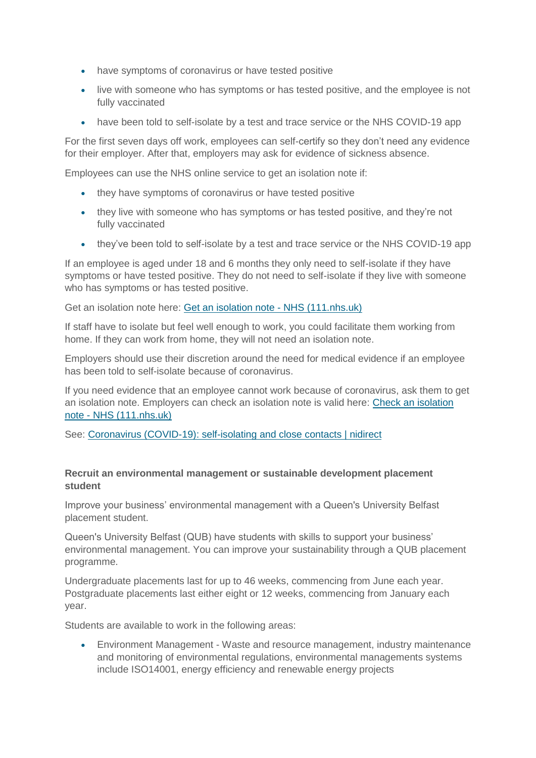- have symptoms of coronavirus or have tested positive
- live with someone who has symptoms or has tested positive, and the employee is not fully vaccinated
- have been told to self-isolate by a test and trace service or the NHS COVID-19 app

For the first seven days off work, employees can self-certify so they don't need any evidence for their employer. After that, employers may ask for evidence of sickness absence.

Employees can use the NHS online service to get an isolation note if:

- they have symptoms of coronavirus or have tested positive
- they live with someone who has symptoms or has tested positive, and they're not fully vaccinated
- they've been told to self-isolate by a test and trace service or the NHS COVID-19 app

If an employee is aged under 18 and 6 months they only need to self-isolate if they have symptoms or have tested positive. They do not need to self-isolate if they live with someone who has symptoms or has tested positive.

Get an isolation note here: [Get an isolation note - NHS (111.nhs.uk)]()

If staff have to isolate but feel well enough to work, you could facilitate them working from home. If they can work from home, they will not need an isolation note.

Employers should use their discretion around the need for medical evidence if an employee has been told to self-isolate because of coronavirus.

If you need evidence that an employee cannot work because of coronavirus, ask them to get an isolation note. Employers can check an isolation note is valid here: [Check an isolation note - NHS (111.nhs.uk)]()

See: [Coronavirus (COVID-19): self-isolating and close contacts | nidirect]()

**Recruit an environmental management or sustainable development placement student**

Improve your business' environmental management with a Queen's University Belfast placement student.

Queen's University Belfast (QUB) have students with skills to support your business' environmental management. You can improve your sustainability through a QUB placement programme.

Undergraduate placements last for up to 46 weeks, commencing from June each year. Postgraduate placements last either eight or 12 weeks, commencing from January each year.

Students are available to work in the following areas:

- Environment Management - Waste and resource management, industry maintenance and monitoring of environmental regulations, environmental managements systems include ISO14001, energy efficiency and renewable energy projects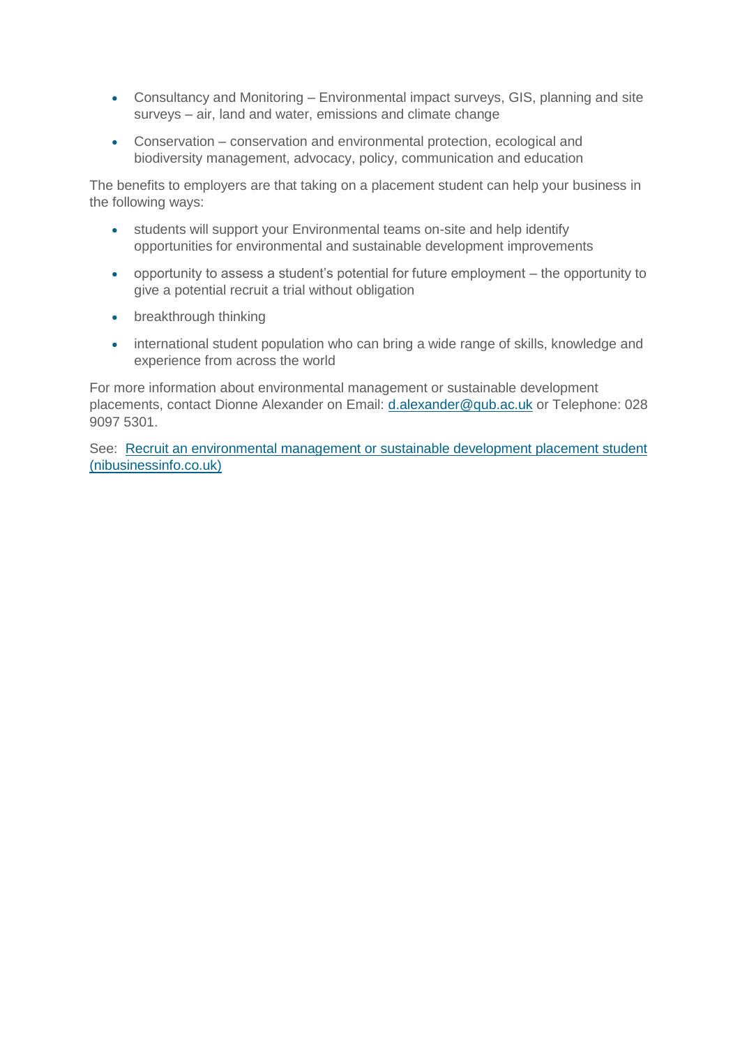- Consultancy and Monitoring – Environmental impact surveys, GIS, planning and site surveys – air, land and water, emissions and climate change
- Conservation – conservation and environmental protection, ecological and biodiversity management, advocacy, policy, communication and education

The benefits to employers are that taking on a placement student can help your business in the following ways:

- students will support your Environmental teams on-site and help identify opportunities for environmental and sustainable development improvements
- opportunity to assess a student's potential for future employment – the opportunity to give a potential recruit a trial without obligation
- breakthrough thinking
- international student population who can bring a wide range of skills, knowledge and experience from across the world

For more information about environmental management or sustainable development placements, contact Dionne Alexander on Email: d.alexander@qub.ac.uk or Telephone: 028 9097 5301.

See: Recruit an environmental management or sustainable development placement student (nibusinessinfo.co.uk)